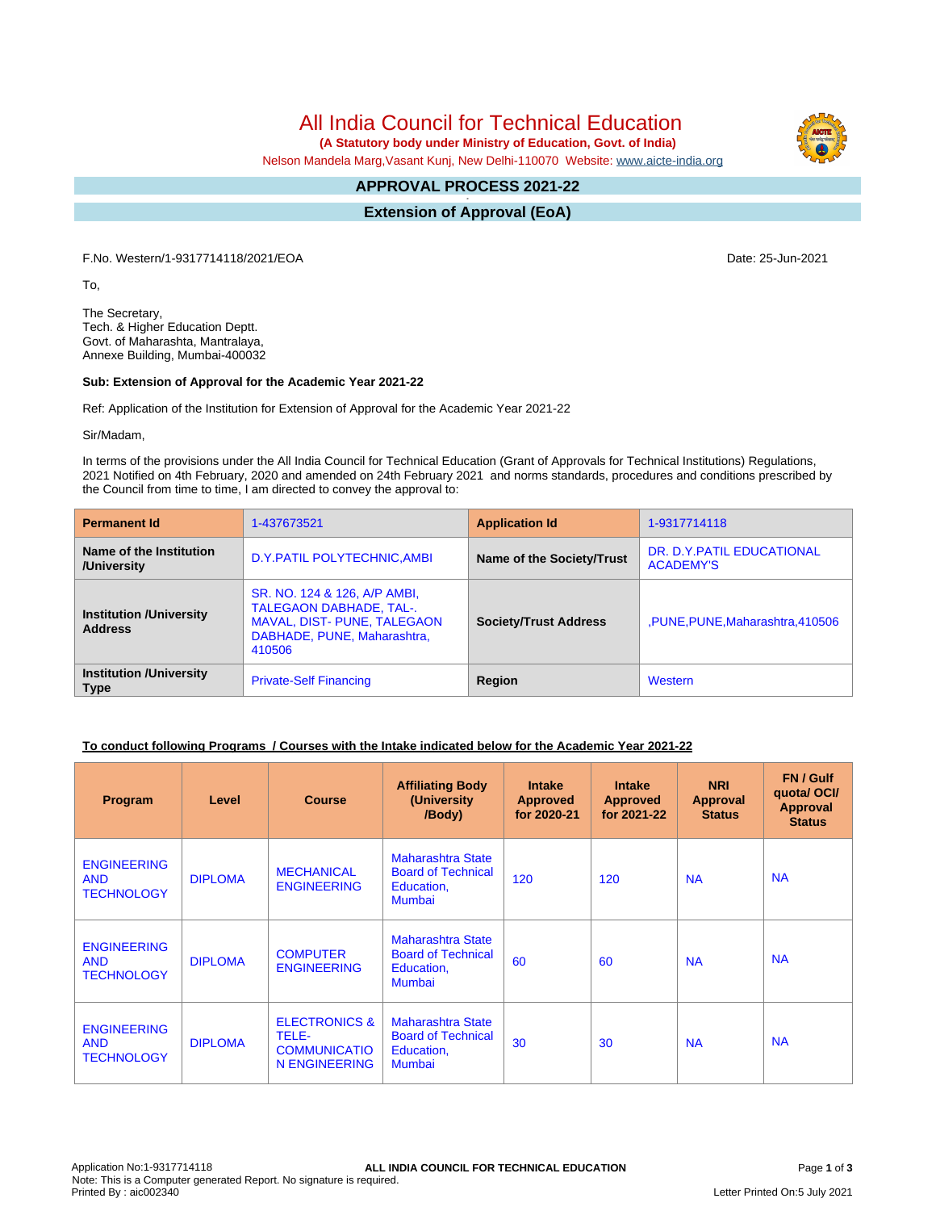# All India Council for Technical Education

**(A Statutory body under Ministry of Education, Govt. of India)**

Nelson Mandela Marg,Vasant Kunj, New Delhi-110070 Website: www.aicte-india.org

## APPROVAL PROCESS 2021-22

## Extension of Approval (EoA)

F.No. Western/1-9317714118/2021/EOA

Date: 25-Jun-2021

To,

The Secretary,
Tech. & Higher Education Deptt.
Govt. of Maharashtra, Mantralaya,
Annexe Building, Mumbai-400032

**Sub: Extension of Approval for the Academic Year 2021-22**

Ref: Application of the Institution for Extension of Approval for the Academic Year 2021-22

Sir/Madam,

In terms of the provisions under the All India Council for Technical Education (Grant of Approvals for Technical Institutions) Regulations, 2021 Notified on 4th February, 2020 and amended on 24th February 2021 and norms standards, procedures and conditions prescribed by the Council from time to time, I am directed to convey the approval to:

| **Permanent Id** | 1-437673521 | **Application Id** | 1-9317714118 |
|---|---|---|---|
| **Name of the Institution /University** | D.Y.PATIL POLYTECHNIC,AMBI | **Name of the Society/Trust** | DR. D.Y.PATIL EDUCATIONAL ACADEMY'S |
| **Institution /University Address** | SR. NO. 124 & 126, A/P AMBI, TALEGAON DABHADE, TAL-. MAVAL, DIST- PUNE, TALEGAON DABHADE, PUNE, Maharashtra, 410506 | **Society/Trust Address** | ,PUNE,PUNE,Maharashtra,410506 |
| **Institution /University Type** | Private-Self Financing | **Region** | Western |

**To conduct following Programs / Courses with the Intake indicated below for the Academic Year 2021-22**

| Program | Level | Course | Affiliating Body (University /Body) | Intake Approved for 2020-21 | Intake Approved for 2021-22 | NRI Approval Status | FN / Gulf quota/ OCI/ Approval Status |
|---|---|---|---|---|---|---|---|
| ENGINEERING AND TECHNOLOGY | DIPLOMA | MECHANICAL ENGINEERING | Maharashtra State Board of Technical Education, Mumbai | 120 | 120 | NA | NA |
| ENGINEERING AND TECHNOLOGY | DIPLOMA | COMPUTER ENGINEERING | Maharashtra State Board of Technical Education, Mumbai | 60 | 60 | NA | NA |
| ENGINEERING AND TECHNOLOGY | DIPLOMA | ELECTRONICS & TELE-COMMUNICATION ENGINEERING | Maharashtra State Board of Technical Education, Mumbai | 30 | 30 | NA | NA |

Application No:1-9317714118
Note: This is a Computer generated Report. No signature is required.
Printed By : aic002340

Letter Printed On:5 July 2021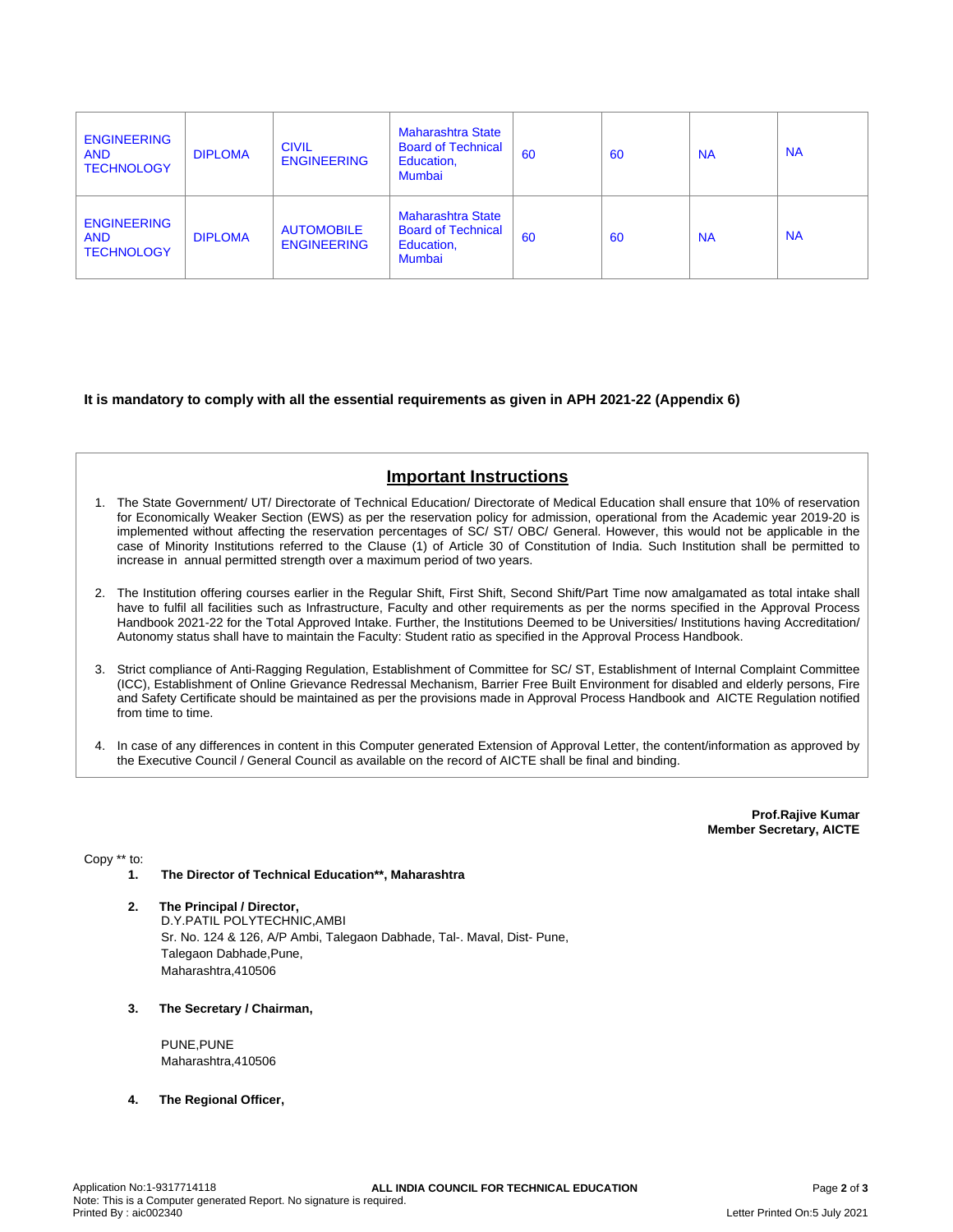| ENGINEERING AND TECHNOLOGY | DIPLOMA | CIVIL ENGINEERING | Maharashtra State Board of Technical Education, Mumbai | 60 | 60 | NA | NA |
|---|---|---|---|---|---|---|---|
| ENGINEERING AND TECHNOLOGY | DIPLOMA | AUTOMOBILE ENGINEERING | Maharashtra State Board of Technical Education, Mumbai | 60 | 60 | NA | NA |

**It is mandatory to comply with all the essential requirements as given in APH 2021-22 (Appendix 6)**

## Important Instructions

1. The State Government/ UT/ Directorate of Technical Education/ Directorate of Medical Education shall ensure that 10% of reservation for Economically Weaker Section (EWS) as per the reservation policy for admission, operational from the Academic year 2019-20 is implemented without affecting the reservation percentages of SC/ ST/ OBC/ General. However, this would not be applicable in the case of Minority Institutions referred to the Clause (1) of Article 30 of Constitution of India. Such Institution shall be permitted to increase in annual permitted strength over a maximum period of two years.

2. The Institution offering courses earlier in the Regular Shift, First Shift, Second Shift/Part Time now amalgamated as total intake shall have to fulfil all facilities such as Infrastructure, Faculty and other requirements as per the norms specified in the Approval Process Handbook 2021-22 for the Total Approved Intake. Further, the Institutions Deemed to be Universities/ Institutions having Accreditation/ Autonomy status shall have to maintain the Faculty: Student ratio as specified in the Approval Process Handbook.

3. Strict compliance of Anti-Ragging Regulation, Establishment of Committee for SC/ ST, Establishment of Internal Complaint Committee (ICC), Establishment of Online Grievance Redressal Mechanism, Barrier Free Built Environment for disabled and elderly persons, Fire and Safety Certificate should be maintained as per the provisions made in Approval Process Handbook and AICTE Regulation notified from time to time.

4. In case of any differences in content in this Computer generated Extension of Approval Letter, the content/information as approved by the Executive Council / General Council as available on the record of AICTE shall be final and binding.

**Prof.Rajive Kumar**
**Member Secretary, AICTE**

Copy ** to:

1. **The Director of Technical Education**, Maharashtra**

2. **The Principal / Director,**
   D.Y.PATIL POLYTECHNIC,AMBI
   Sr. No. 124 & 126, A/P Ambi, Talegaon Dabhade, Tal-. Maval, Dist- Pune,
   Talegaon Dabhade,Pune,
   Maharashtra,410506

3. **The Secretary / Chairman,**

   PUNE,PUNE
   Maharashtra,410506

4. **The Regional Officer,**

Application No:1-9317714118
Note: This is a Computer generated Report. No signature is required.
Printed By : aic002340
ALL INDIA COUNCIL FOR TECHNICAL EDUCATION
Letter Printed On:5 July 2021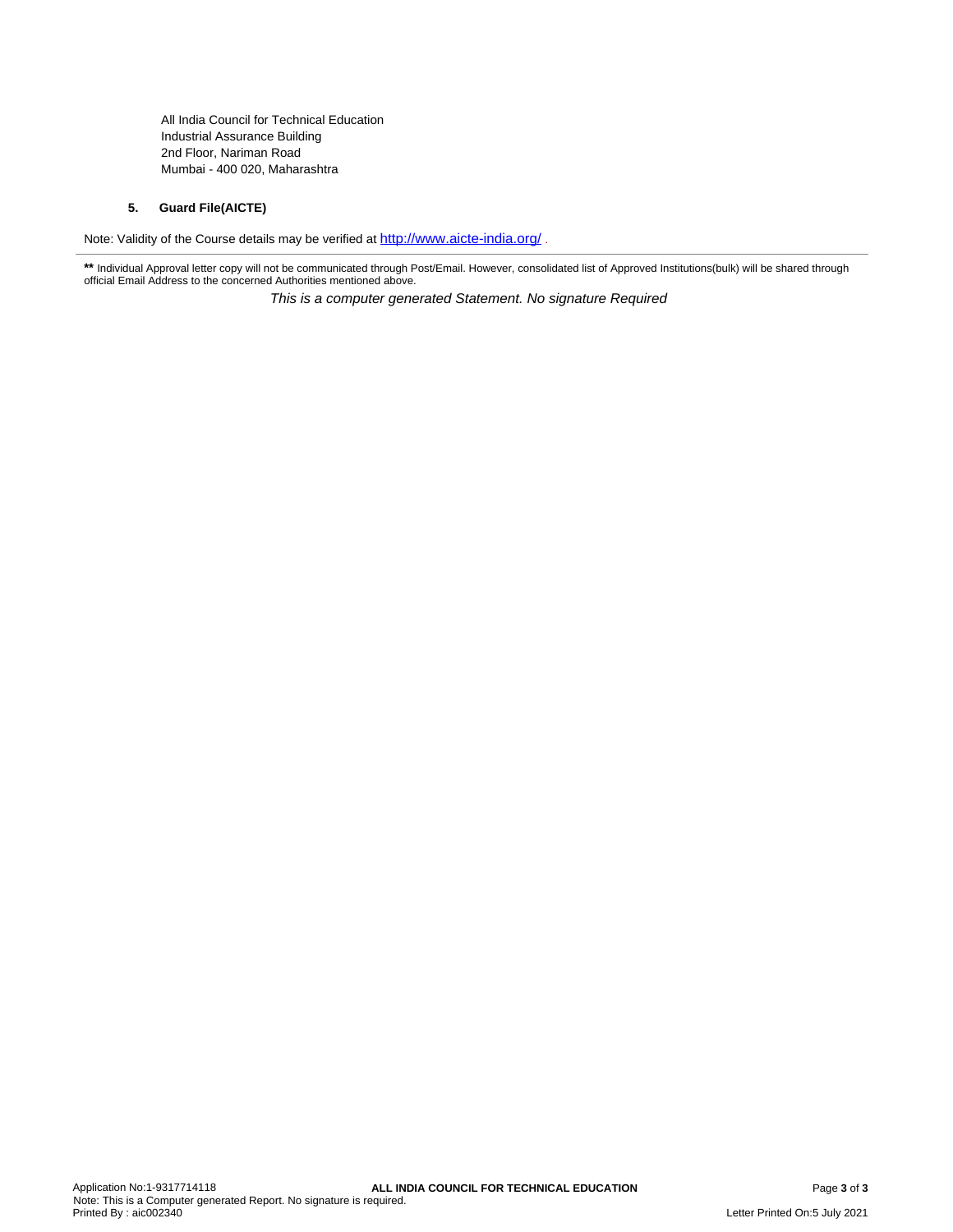All India Council for Technical Education
Industrial Assurance Building
2nd Floor, Nariman Road
Mumbai - 400 020, Maharashtra

5. **Guard File(AICTE)**

Note: Validity of the Course details may be verified at http://www.aicte-india.org/ .

---

** Individual Approval letter copy will not be communicated through Post/Email. However, consolidated list of Approved Institutions(bulk) will be shared through official Email Address to the concerned Authorities mentioned above.

*This is a computer generated Statement. No signature Required*

Application No:1-9317714118
Note: This is a Computer generated Report. No signature is required.
Printed By : aic002340

Letter Printed On:5 July 2021